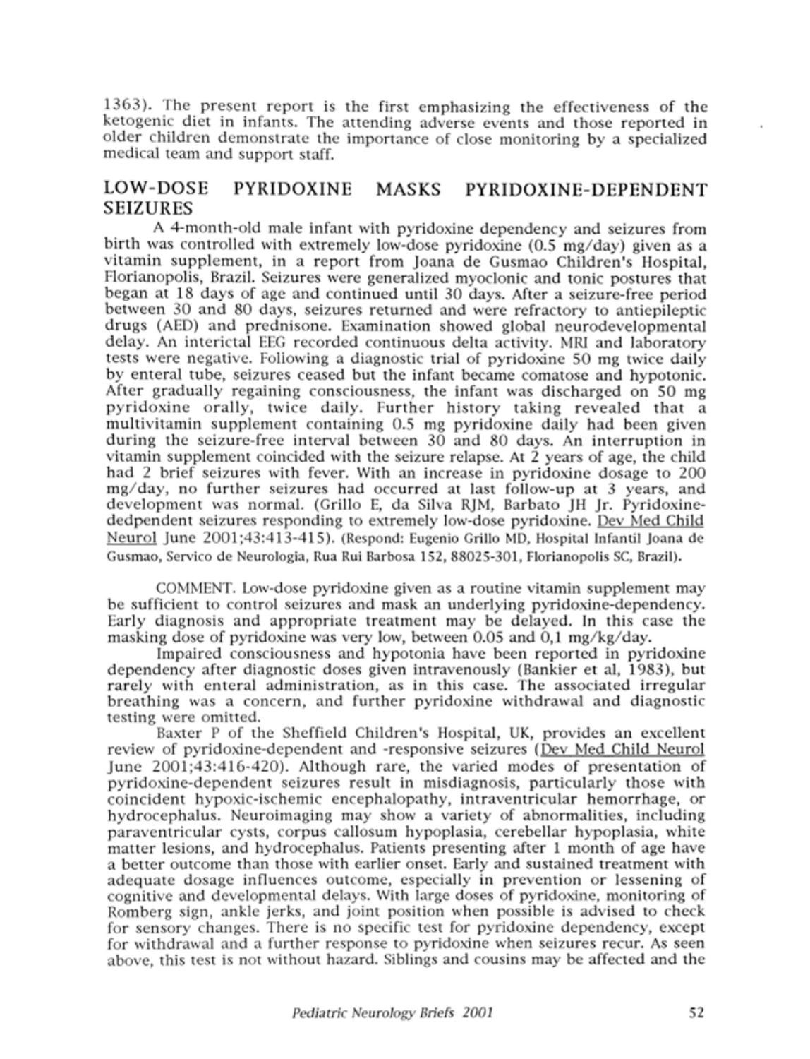1363). The present report is the first emphasizing the effectiveness of the ketogenic diet in infants. The attending adverse events and those reported in older children demonstrate the importance of close monitoring by a specialized medical team and support staff.

## LOW-DOSE PYRIDOXINE MASKS PYRIDOXINE-DEPENDENT SEIZURES

A 4-month-old male infant with pyridoxine dependency and seizures from birth was controlled with extremely low-dose pyridoxine (0.5 mg/day) given as a vitamin supplement, in a report from Joana de Gusmao Children's Hospital, Florianopolis, Brazil. Seizures were generalized myoclonic and tonic postures that began at 18 days of age and continued until 30 days. After a seizure-free period between 30 and 80 days, seizures returned and were refractory to antiepileptic drugs (AED) and prednisone. Examination showed global neurodevelopmental delay. An interictal EEG recorded continuous delta activity. MRI and laboratory tests were negative. Following a diagnostic trial of pyridoxine 50 mg twice daily by enteral tube, seizures ceased but the infant became comatose and hypotonic. After gradually regaining consciousness, the infant was discharged on 50 mg pyridoxine orally, twice daily. Further history taking revealed that a multivitamin supplement containing 0.5 mg pyridoxine daily had been given during the seizure-free interval between 30 and 80 days. An interruption in vitamin supplement coincided with the seizure relapse. At 2 years of age, the child had 2 brief seizures with fever. With an increase in pyridoxine dosage to 200 mg/day, no further seizures had occurred at last follow-up at 3 years, and development was normal. (Grillo E, da Silva RJM, Barbato JH Jr. Pyridoxine-dedpendent seizures responding to extremely low-dose pyridoxine. Dev Med Child Neurol June 2001;43:413-415). (Respond: Eugenio Grillo MD, Hospital Infantil Joana de Gusmao, Servico de Neurologia, Rua Rui Barbosa 152, 88025-301, Florianopolis SC, Brazil).

COMMENT. Low-dose pyridoxine given as a routine vitamin supplement may be sufficient to control seizures and mask an underlying pyridoxine-dependency. Early diagnosis and appropriate treatment may be delayed. In this case the masking dose of pyridoxine was very low, between 0.05 and 0,1 mg/kg/day.

Impaired consciousness and hypotonia have been reported in pyridoxine dependency after diagnostic doses given intravenously (Bankier et al, 1983), but rarely with enteral administration, as in this case. The associated irregular breathing was a concern, and further pyridoxine withdrawal and diagnostic testing were omitted.

Baxter P of the Sheffield Children's Hospital, UK, provides an excellent review of pyridoxine-dependent and -responsive seizures (Dev Med Child Neurol June 2001;43:416-420). Although rare, the varied modes of presentation of pyridoxine-dependent seizures result in misdiagnosis, particularly those with coincident hypoxic-ischemic encephalopathy, intraventricular hemorrhage, or hydrocephalus. Neuroimaging may show a variety of abnormalities, including paraventricular cysts, corpus callosum hypoplasia, cerebellar hypoplasia, white matter lesions, and hydrocephalus. Patients presenting after 1 month of age have a better outcome than those with earlier onset. Early and sustained treatment with adequate dosage influences outcome, especially in prevention or lessening of cognitive and developmental delays. With large doses of pyridoxine, monitoring of Romberg sign, ankle jerks, and joint position when possible is advised to check for sensory changes. There is no specific test for pyridoxine dependency, except for withdrawal and a further response to pyridoxine when seizures recur. As seen above, this test is not without hazard. Siblings and cousins may be affected and the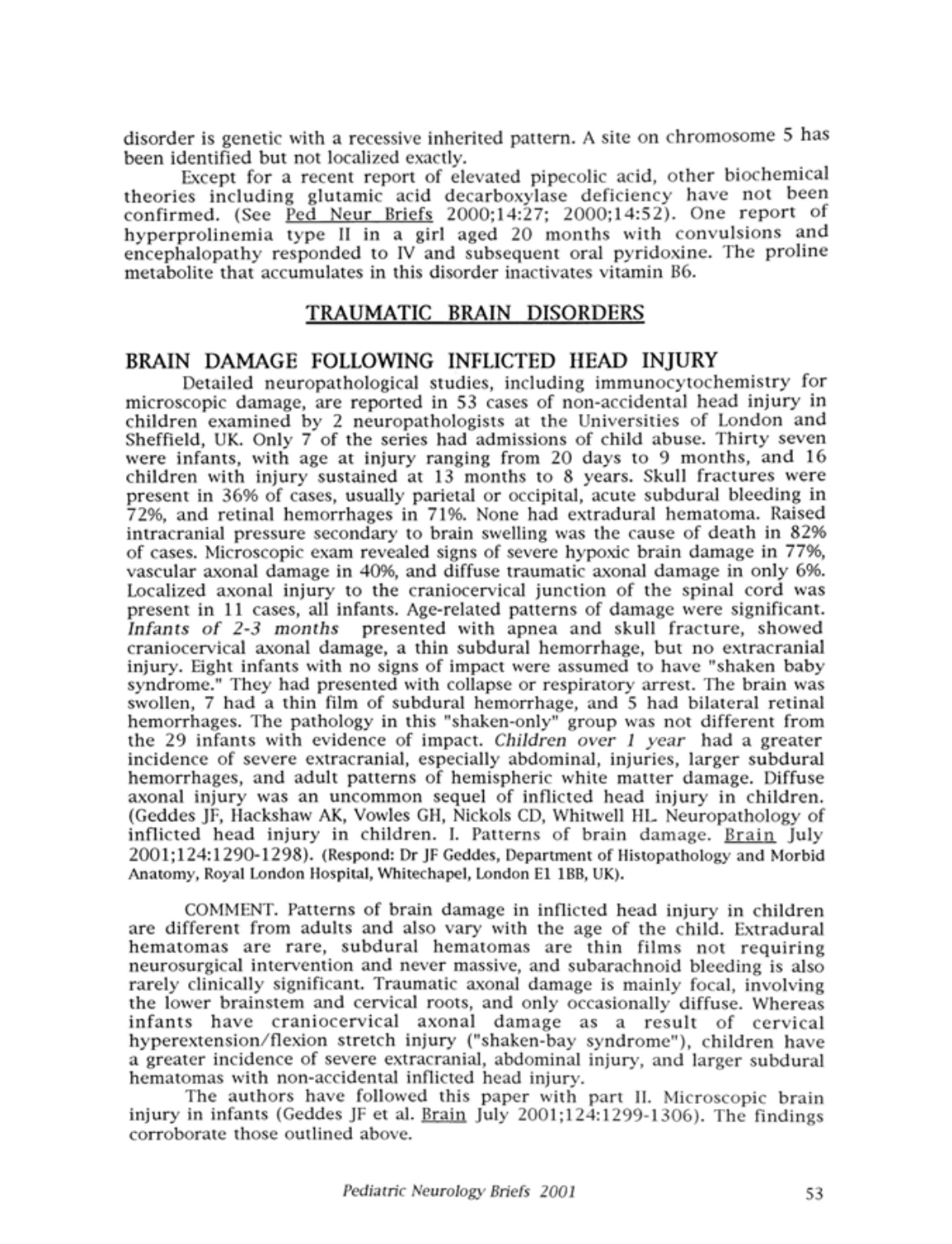disorder is genetic with a recessive inherited pattern. A site on chromosome 5 has been identified but not localized exactly.

Except for a recent report of elevated pipecolic acid, other biochemical theories including glutamic acid decarboxylase deficiency have not been confirmed. (See Ped Neur Briefs 2000;14:27; 2000;14:52). One report of hyperprolinemia type II in a girl aged 20 months with convulsions and encephalopathy responded to IV and subsequent oral pyridoxine. The proline metabolite that accumulates in this disorder inactivates vitamin B6.

## TRAUMATIC BRAIN DISORDERS

### BRAIN DAMAGE FOLLOWING INFLICTED HEAD INJURY

Detailed neuropathological studies, including immunocytochemistry for microscopic damage, are reported in 53 cases of non-accidental head injury in children examined by 2 neuropathologists at the Universities of London and Sheffield, UK. Only 7 of the series had admissions of child abuse. Thirty seven were infants, with age at injury ranging from 20 days to 9 months, and 16 children with injury sustained at 13 months to 8 years. Skull fractures were present in 36% of cases, usually parietal or occipital, acute subdural bleeding in 72%, and retinal hemorrhages in 71%. None had extradural hematoma. Raised intracranial pressure secondary to brain swelling was the cause of death in 82% of cases. Microscopic exam revealed signs of severe hypoxic brain damage in 77%, vascular axonal damage in 40%, and diffuse traumatic axonal damage in only 6%. Localized axonal injury to the craniocervical junction of the spinal cord was present in 11 cases, all infants. Age-related patterns of damage were significant. *Infants of 2-3 months* presented with apnea and skull fracture, showed craniocervical axonal damage, a thin subdural hemorrhage, but no extracranial injury. Eight infants with no signs of impact were assumed to have "shaken baby syndrome." They had presented with collapse or respiratory arrest. The brain was swollen, 7 had a thin film of subdural hemorrhage, and 5 had bilateral retinal hemorrhages. The pathology in this "shaken-only" group was not different from the 29 infants with evidence of impact. *Children over 1 year* had a greater incidence of severe extracranial, especially abdominal, injuries, larger subdural hemorrhages, and adult patterns of hemispheric white matter damage. Diffuse axonal injury was an uncommon sequel of inflicted head injury in children. (Geddes JF, Hackshaw AK, Vowles GH, Nickols CD, Whitwell HL. Neuropathology of inflicted head injury in children. I. Patterns of brain damage. Brain July 2001;124:1290-1298). (Respond: Dr JF Geddes, Department of Histopathology and Morbid Anatomy, Royal London Hospital, Whitechapel, London E1 1BB, UK).

COMMENT. Patterns of brain damage in inflicted head injury in children are different from adults and also vary with the age of the child. Extradural hematomas are rare, subdural hematomas are thin films not requiring neurosurgical intervention and never massive, and subarachnoid bleeding is also rarely clinically significant. Traumatic axonal damage is mainly focal, involving the lower brainstem and cervical roots, and only occasionally diffuse. Whereas infants have craniocervical axonal damage as a result of cervical hyperextension/flexion stretch injury ("shaken-bay syndrome"), children have a greater incidence of severe extracranial, abdominal injury, and larger subdural hematomas with non-accidental inflicted head injury.

The authors have followed this paper with part II. Microscopic brain injury in infants (Geddes JF et al. Brain July 2001;124:1299-1306). The findings corroborate those outlined above.